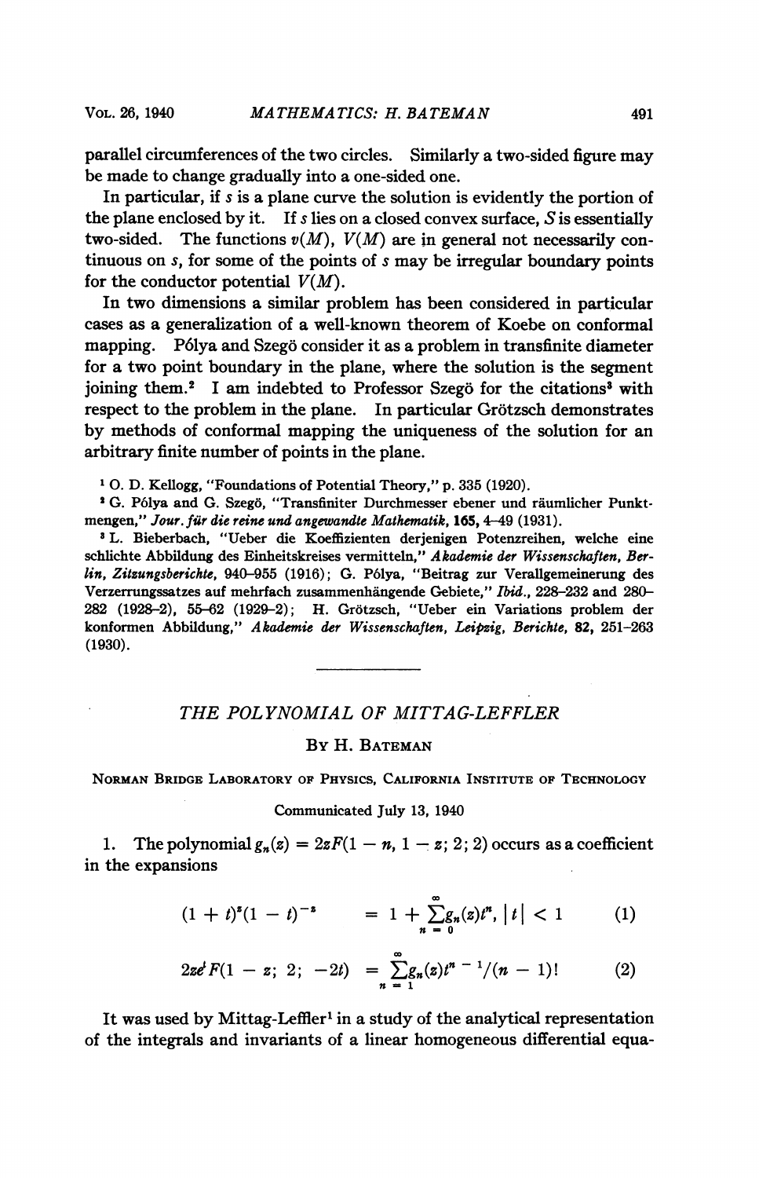parallel circumferences of the two circles. Similarly a two-sided figure may be made to change gradually into a one-sided one.

In particular, if $s$ is a plane curve the solution is evidently the portion of the plane enclosed by it. If $s$ lies on a closed convex surface, $S$ is essentially two-sided. The functions $v(M)$, $V(M)$ are in general not necessarily continuous on $s$, for some of the points of $s$ may be irregular boundary points for the conductor potential $V(M)$.

In two dimensions a similar problem has been considered in particular cases as a generalization of a well-known theorem of Koebe on conformal mapping. Pólya and Szegö consider it as a problem in transfinite diameter for a two point boundary in the plane, where the solution is the segment joining them.[2] I am indebted to Professor Szegö for the citations[3] with respect to the problem in the plane. In particular Grötzsch demonstrates by methods of conformal mapping the uniqueness of the solution for an arbitrary finite number of points in the plane.

[1] O. D. Kellogg, "Foundations of Potential Theory," p. 335 (1920).

[2] G. Pólya and G. Szegö, "Transfiniter Durchmesser ebener und räumlicher Punktmengen," *Jour. für die reine und angewandte Mathematik*, **165**, 4–49 (1931).

[3] L. Bieberbach, "Ueber die Koeffizienten derjenigen Potenzreihen, welche eine schlichte Abbildung des Einheitskreises vermitteln," *Akademie der Wissenschaften, Berlin, Zitzungsberichte*, 940–955 (1916); G. Pólya, "Beitrag zur Verallgemeinerung des Verzerrungssatzes auf mehrfach zusammenhängende Gebiete," *Ibid.*, 228–232 and 280–282 (1928–2), 55–62 (1929–2); H. Grötzsch, "Ueber ein Variations problem der konformen Abbildung," *Akademie der Wissenschaften, Leipzig, Berichte*, **82**, 251–263 (1930).

---

# THE POLYNOMIAL OF MITTAG-LEFFLER

By H. Bateman

Norman Bridge Laboratory of Physics, California Institute of Technology

Communicated July 13, 1940

1. The polynomial $g_n(z) = 2zF(1 - n, 1 - z; 2; 2)$ occurs as a coefficient in the expansions

$$(1 + t)^z(1 - t)^{-z} = 1 + \sum_{n=0}^{\infty} g_n(z)t^n, \; |t| < 1 \tag{1}$$

$$2ze^t F(1 - z; 2; -2t) = \sum_{n=1}^{\infty} g_n(z)t^{n-1}/(n - 1)! \tag{2}$$

It was used by Mittag-Leffler[1] in a study of the analytical representation of the integrals and invariants of a linear homogeneous differential equa-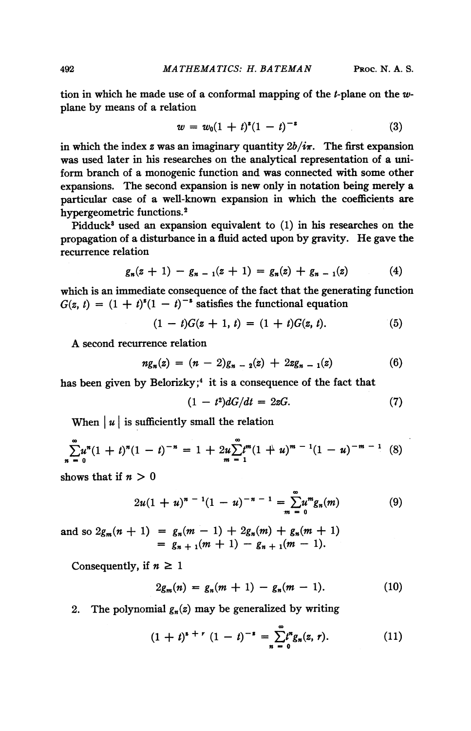tion in which he made use of a conformal mapping of the $t$-plane on the $w$-plane by means of a relation

$$w = w_0(1 + t)^z(1 - t)^{-z} \tag{3}$$

in which the index $z$ was an imaginary quantity $2b/i\pi$. The first expansion was used later in his researches on the analytical representation of a uniform branch of a monogenic function and was connected with some other expansions. The second expansion is new only in notation being merely a particular case of a well-known expansion in which the coefficients are hypergeometric functions.[2]

Pidduck[3] used an expansion equivalent to (1) in his researches on the propagation of a disturbance in a fluid acted upon by gravity. He gave the recurrence relation

$$g_n(z + 1) - g_{n-1}(z + 1) = g_n(z) + g_{n-1}(z) \tag{4}$$

which is an immediate consequence of the fact that the generating function $G(z, t) = (1 + t)^z(1 - t)^{-z}$ satisfies the functional equation

$$(1 - t)G(z + 1, t) = (1 + t)G(z, t). \tag{5}$$

A second recurrence relation

$$ng_n(z) = (n - 2)g_{n-2}(z) + 2zg_{n-1}(z) \tag{6}$$

has been given by Belorizky;[4] it is a consequence of the fact that

$$(1 - t^2)dG/dt = 2zG. \tag{7}$$

When $|u|$ is sufficiently small the relation

$$\sum_{n=0}^{\infty} u^n(1 + t)^n(1 - t)^{-n} = 1 + 2u\sum_{m=1}^{\infty} t^m(1 + u)^{m-1}(1 - u)^{-m-1} \tag{8}$$

shows that if $n > 0$

$$2u(1 + u)^{n-1}(1 - u)^{-n-1} = \sum_{m=0}^{\infty} u^m g_n(m) \tag{9}$$

and so $2g_m(n + 1) = g_n(m - 1) + 2g_n(m) + g_n(m + 1)$
$= g_{n+1}(m + 1) - g_{n+1}(m - 1).$

Consequently, if $n \geq 1$

$$2g_m(n) = g_n(m + 1) - g_n(m - 1). \tag{10}$$

2. The polynomial $g_n(z)$ may be generalized by writing

$$(1 + t)^{z+r}(1 - t)^{-z} = \sum_{n=0}^{\infty} t^n g_n(z, r). \tag{11}$$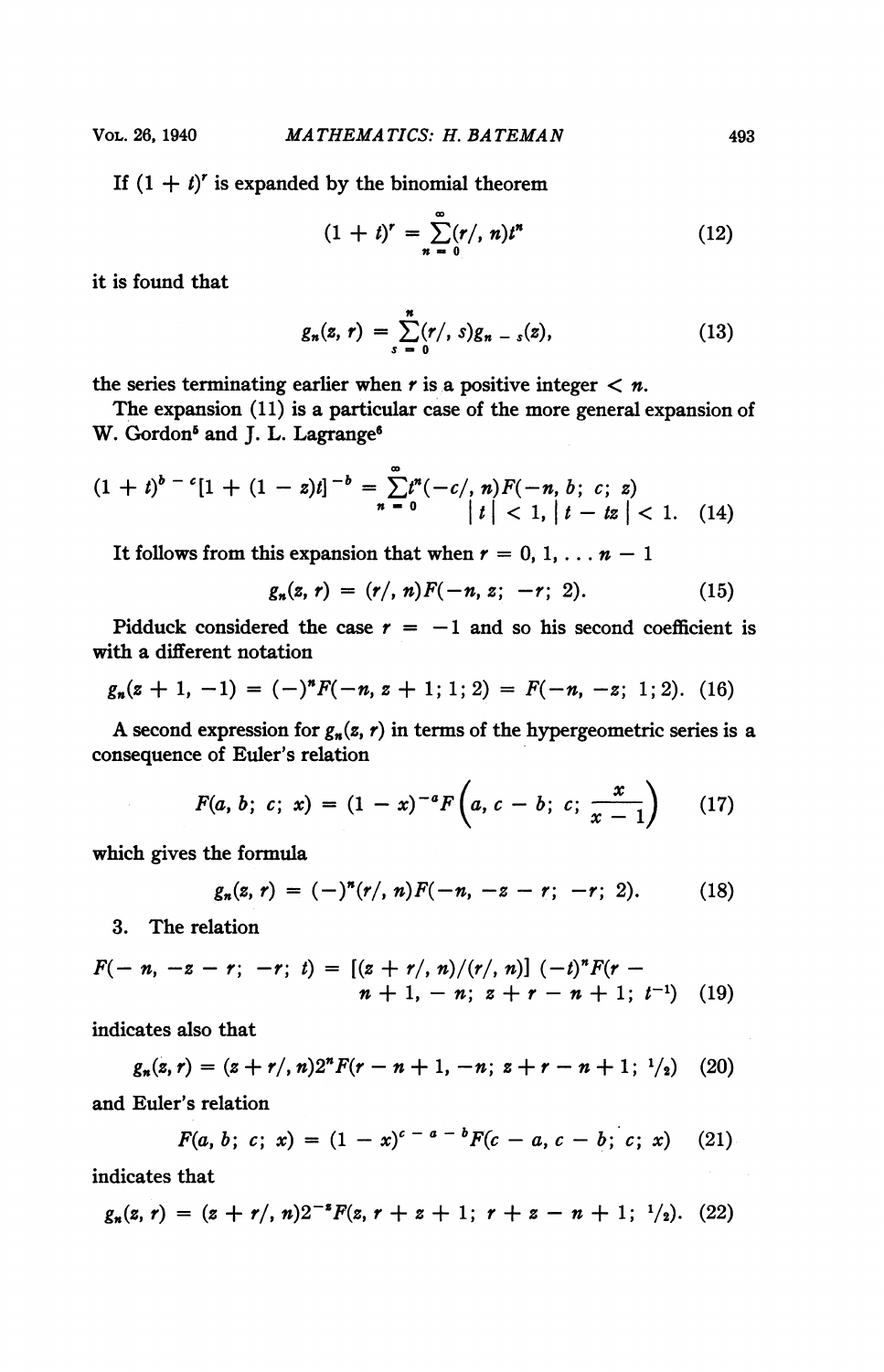If $(1 + t)^r$ is expanded by the binomial theorem

$$(1 + t)^r = \sum_{n=0}^{\infty}(r/, n)t^n \tag{12}$$

it is found that

$$g_n(z, r) = \sum_{s=0}^{n}(r/, s)g_{n-s}(z), \tag{13}$$

the series terminating earlier when $r$ is a positive integer $< n$.

The expansion (11) is a particular case of the more general expansion of W. Gordon[5] and J. L. Lagrange[6]

$$(1 + t)^{b-c}[1 + (1 - z)t]^{-b} = \sum_{n=0}^{\infty}t^n(-c/, n)F(-n, b;\ c;\ z) \qquad |t| < 1, |t - tz| < 1. \tag{14}$$

It follows from this expansion that when $r = 0, 1, \ldots n - 1$

$$g_n(z, r) = (r/, n)F(-n, z;\ -r;\ 2). \tag{15}$$

Pidduck considered the case $r = -1$ and so his second coefficient is with a different notation

$$g_n(z + 1, -1) = (-)^n F(-n, z + 1; 1; 2) = F(-n, -z;\ 1; 2). \tag{16}$$

A second expression for $g_n(z, r)$ in terms of the hypergeometric series is a consequence of Euler's relation

$$F(a, b;\ c;\ x) = (1 - x)^{-a}F\left(a, c - b;\ c;\ \frac{x}{x - 1}\right) \tag{17}$$

which gives the formula

$$g_n(z, r) = (-)^n(r/, n)F(-n, -z - r;\ -r;\ 2). \tag{18}$$

3. The relation

$$F(-n, -z - r;\ -r;\ t) = [(z + r/, n)/(r/, n)]\ (-t)^n F(r - n + 1, -n;\ z + r - n + 1;\ t^{-1}) \tag{19}$$

indicates also that

$$g_n(z, r) = (z + r/, n)2^n F(r - n + 1, -n;\ z + r - n + 1;\ {}^1/_2) \tag{20}$$

and Euler's relation

$$F(a, b;\ c;\ x) = (1 - x)^{c-a-b}F(c - a, c - b;\ c;\ x) \tag{21}$$

indicates that

$$g_n(z, r) = (z + r/, n)2^{-z}F(z, r + z + 1;\ r + z - n + 1;\ {}^1/_2). \tag{22}$$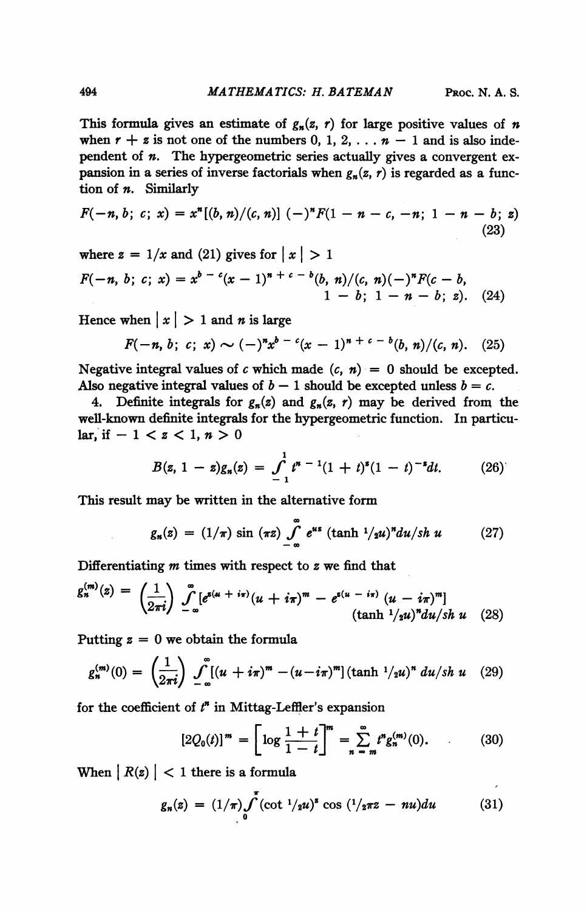This formula gives an estimate of $g_n(z, r)$ for large positive values of $n$ when $r + z$ is not one of the numbers $0, 1, 2, \ldots n - 1$ and is also independent of $n$. The hypergeometric series actually gives a convergent expansion in a series of inverse factorials when $g_n(z, r)$ is regarded as a function of $n$. Similarly

$$F(-n, b;\ c;\ x) = x^n[(b, n)/(c, n)]\ (-)^n F(1 - n - c, -n;\ 1 - n - b;\ z) \tag{23}$$

where $z = 1/x$ and (21) gives for $|x| > 1$

$$F(-n, b;\ c;\ x) = x^{b-c}(x - 1)^{n+c-b}(b, n)/(c, n)(-)^n F(c - b, 1 - b;\ 1 - n - b;\ z). \tag{24}$$

Hence when $|x| > 1$ and $n$ is large

$$F(-n, b;\ c;\ x) \sim (-)^n x^{b-c}(x - 1)^{n+c-b}(b, n)/(c, n). \tag{25}$$

Negative integral values of $c$ which made $(c, n) = 0$ should be excepted. Also negative integral values of $b - 1$ should be excepted unless $b = c$.

4. Definite integrals for $g_n(z)$ and $g_n(z, r)$ may be derived from the well-known definite integrals for the hypergeometric function. In particular, if $-1 < z < 1, n > 0$

$$B(z, 1 - z)g_n(z) = \int_{-1}^{1} t^{n-1}(1 + t)^z(1 - t)^{-z}dt. \tag{26}$$

This result may be written in the alternative form

$$g_n(z) = (1/\pi)\sin(\pi z)\int_{-\infty}^{\infty} e^{uz}(\tanh {}^1\!/_2 u)^n du/sh\, u \tag{27}$$

Differentiating $m$ times with respect to $z$ we find that

$$g_n^{(m)}(z) = \left(\frac{1}{2\pi i}\right)\int_{-\infty}^{\infty}[e^{z(u+i\pi)}(u + i\pi)^m - e^{z(u-i\pi)}(u - i\pi)^m](\tanh {}^1\!/_2 u)^n du/sh\, u \tag{28}$$

Putting $z = 0$ we obtain the formula

$$g_n^{(m)}(0) = \left(\frac{1}{2\pi i}\right)\int_{-\infty}^{\infty}[(u + i\pi)^m - (u - i\pi)^m](\tanh {}^1\!/_2 u)^n\, du/sh\, u \tag{29}$$

for the coefficient of $t^n$ in Mittag-Leffler's expansion

$$[2Q_0(t)]^m = \left[\log\frac{1 + t}{1 - t}\right]^m = \sum_{n=m}^{\infty} t^n g_n^{(m)}(0). \tag{30}$$

When $|R(z)| < 1$ there is a formula

$$g_n(z) = (1/\pi)\int_0^{\pi}(\cot {}^1\!/_2 u)^z \cos({}^1\!/_2 \pi z - nu)du \tag{31}$$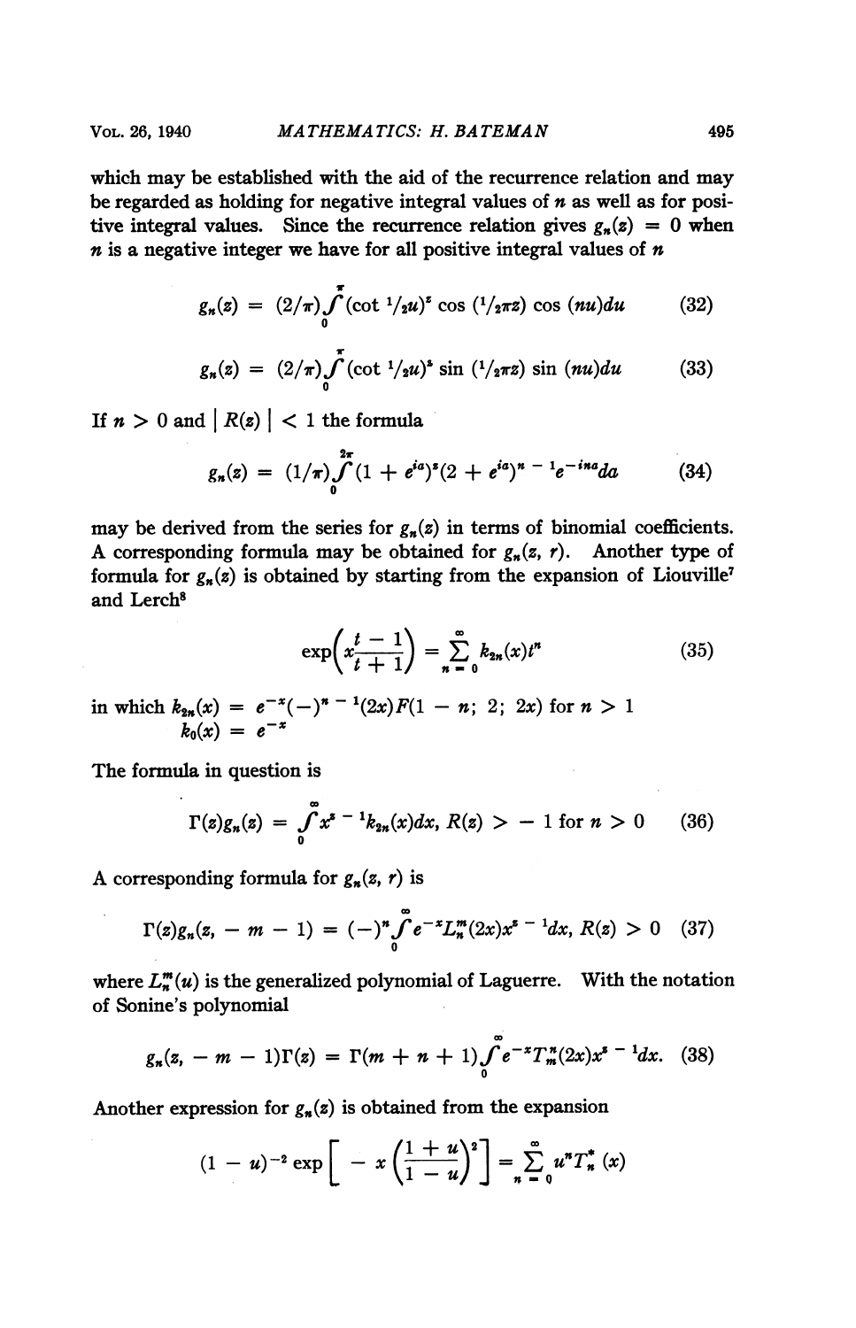which may be established with the aid of the recurrence relation and may be regarded as holding for negative integral values of $n$ as well as for positive integral values. Since the recurrence relation gives $g_n(z) = 0$ when $n$ is a negative integer we have for all positive integral values of $n$

$$g_n(z) = (2/\pi)\int_0^\pi (\cot {}^1/_2 u)^z \cos ({}^1/_2 \pi z) \cos (nu) du \tag{32}$$

$$g_n(z) = (2/\pi)\int_0^\pi (\cot {}^1/_2 u)^z \sin ({}^1/_2 \pi z) \sin (nu) du \tag{33}$$

If $n > 0$ and $| R(z) | < 1$ the formula

$$g_n(z) = (1/\pi)\int_0^{2\pi} (1 + e^{ia})^z (2 + e^{ia})^{n-1} e^{-ina} da \tag{34}$$

may be derived from the series for $g_n(z)$ in terms of binomial coefficients. A corresponding formula may be obtained for $g_n(z, r)$. Another type of formula for $g_n(z)$ is obtained by starting from the expansion of Liouville[7] and Lerch[8]

$$\exp\left(x\frac{t-1}{t+1}\right) = \sum_{n=0}^{\infty} k_{2n}(x) t^n \tag{35}$$

in which $k_{2n}(x) = e^{-x}(-)^{n-1}(2x)F(1 - n; 2; 2x)$ for $n > 1$
$k_0(x) = e^{-x}$

The formula in question is

$$\Gamma(z) g_n(z) = \int_0^\infty x^{z-1} k_{2n}(x) dx, \; R(z) > -1 \text{ for } n > 0 \tag{36}$$

A corresponding formula for $g_n(z, r)$ is

$$\Gamma(z) g_n(z, -m-1) = (-)^n \int_0^\infty e^{-x} L_n^m(2x) x^{z-1} dx, \; R(z) > 0 \tag{37}$$

where $L_n^m(u)$ is the generalized polynomial of Laguerre. With the notation of Sonine's polynomial

$$g_n(z, -m-1)\Gamma(z) = \Gamma(m + n + 1)\int_0^\infty e^{-x} T_m^n(2x) x^{z-1} dx. \tag{38}$$

Another expression for $g_n(z)$ is obtained from the expansion

$$(1 - u)^{-2} \exp\left[-x\left(\frac{1+u}{1-u}\right)^2\right] = \sum_{n=0}^{\infty} u^n T_n^*(x)$$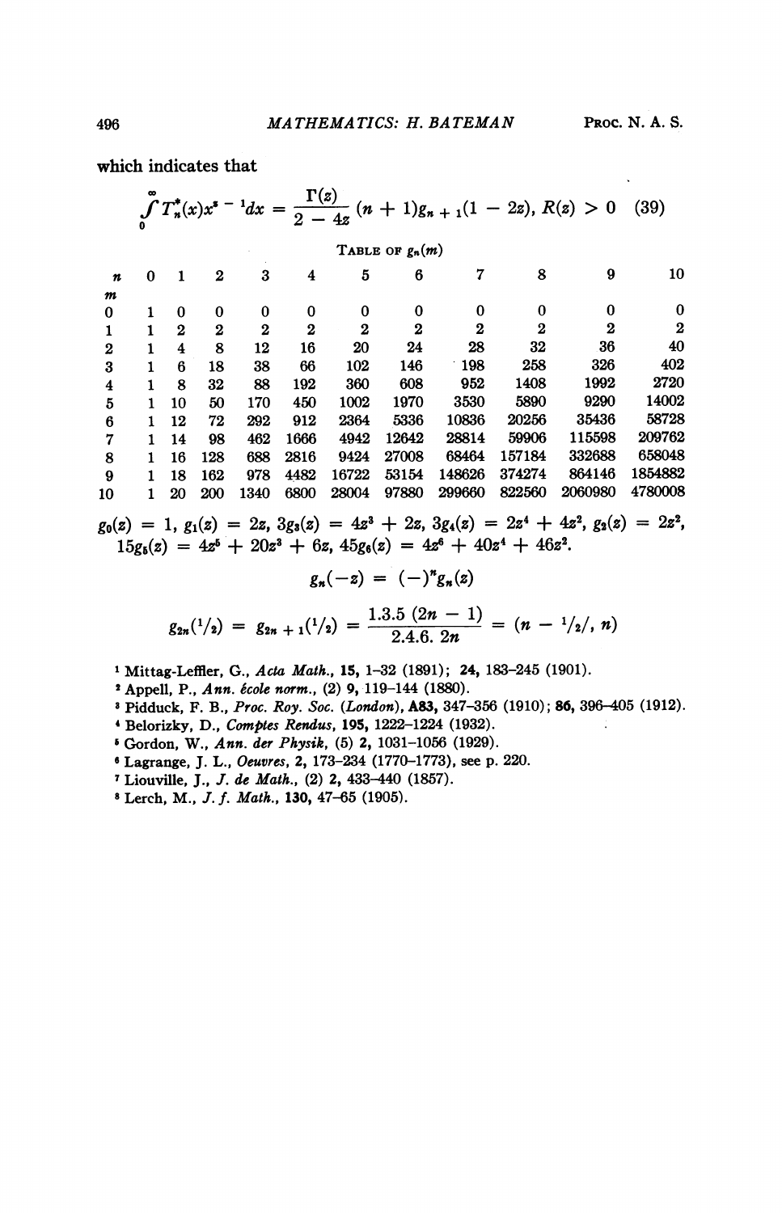which indicates that

$$\int_0^\infty T_n^*(x)x^{s-1}dx = \frac{\Gamma(z)}{2-4z}(n+1)g_{n+1}(1-2z),\ R(z) > 0 \quad (39)$$

TABLE OF $g_n(m)$

| $n$ / $m$ | 0 | 1 | 2 | 3 | 4 | 5 | 6 | 7 | 8 | 9 | 10 |
|---|---|---|---|---|---|---|---|---|---|---|---|
| 0 | 1 | 0 | 0 | 0 | 0 | 0 | 0 | 0 | 0 | 0 | 0 |
| 1 | 1 | 2 | 2 | 2 | 2 | 2 | 2 | 2 | 2 | 2 | 2 |
| 2 | 1 | 4 | 8 | 12 | 16 | 20 | 24 | 28 | 32 | 36 | 40 |
| 3 | 1 | 6 | 18 | 38 | 66 | 102 | 146 | 198 | 258 | 326 | 402 |
| 4 | 1 | 8 | 32 | 88 | 192 | 360 | 608 | 952 | 1408 | 1992 | 2720 |
| 5 | 1 | 10 | 50 | 170 | 450 | 1002 | 1970 | 3530 | 5890 | 9290 | 14002 |
| 6 | 1 | 12 | 72 | 292 | 912 | 2364 | 5336 | 10836 | 20256 | 35436 | 58728 |
| 7 | 1 | 14 | 98 | 462 | 1666 | 4942 | 12642 | 28814 | 59906 | 115598 | 209762 |
| 8 | 1 | 16 | 128 | 688 | 2816 | 9424 | 27008 | 68464 | 157184 | 332688 | 658048 |
| 9 | 1 | 18 | 162 | 978 | 4482 | 16722 | 53154 | 148626 | 374274 | 864146 | 1854882 |
| 10 | 1 | 20 | 200 | 1340 | 6800 | 28004 | 97880 | 299660 | 822560 | 2060980 | 4780008 |

$g_0(z) = 1$, $g_1(z) = 2z$, $3g_3(z) = 4z^3 + 2z$, $3g_4(z) = 2z^4 + 4z^2$, $g_2(z) = 2z^2$, $15g_5(z) = 4z^5 + 20z^3 + 6z$, $45g_6(z) = 4z^6 + 40z^4 + 46z^2$.

$$g_n(-z) = (-)^n g_n(z)$$

$$g_{2n}(1/2) = g_{2n+1}(1/2) = \frac{1.3.5\ (2n-1)}{2.4.6.\ 2n} = (n - 1/2/,\ n)$$

[1] Mittag-Leffler, G., *Acta Math.*, **15**, 1–32 (1891); **24**, 183–245 (1901).

[2] Appell, P., *Ann. école norm.*, (2) **9**, 119–144 (1880).

[3] Pidduck, F. B., *Proc. Roy. Soc. (London)*, **A83**, 347–356 (1910); **86**, 396–405 (1912).

[4] Belorizky, D., *Comptes Rendus*, **195**, 1222–1224 (1932).

[5] Gordon, W., *Ann. der Physik*, (5) **2**, 1031–1056 (1929).

[6] Lagrange, J. L., *Oeuvres*, **2**, 173–234 (1770–1773), see p. 220.

[7] Liouville, J., *J. de Math.*, (2) **2**, 433–440 (1857).

[8] Lerch, M., *J. f. Math.*, **130**, 47–65 (1905).